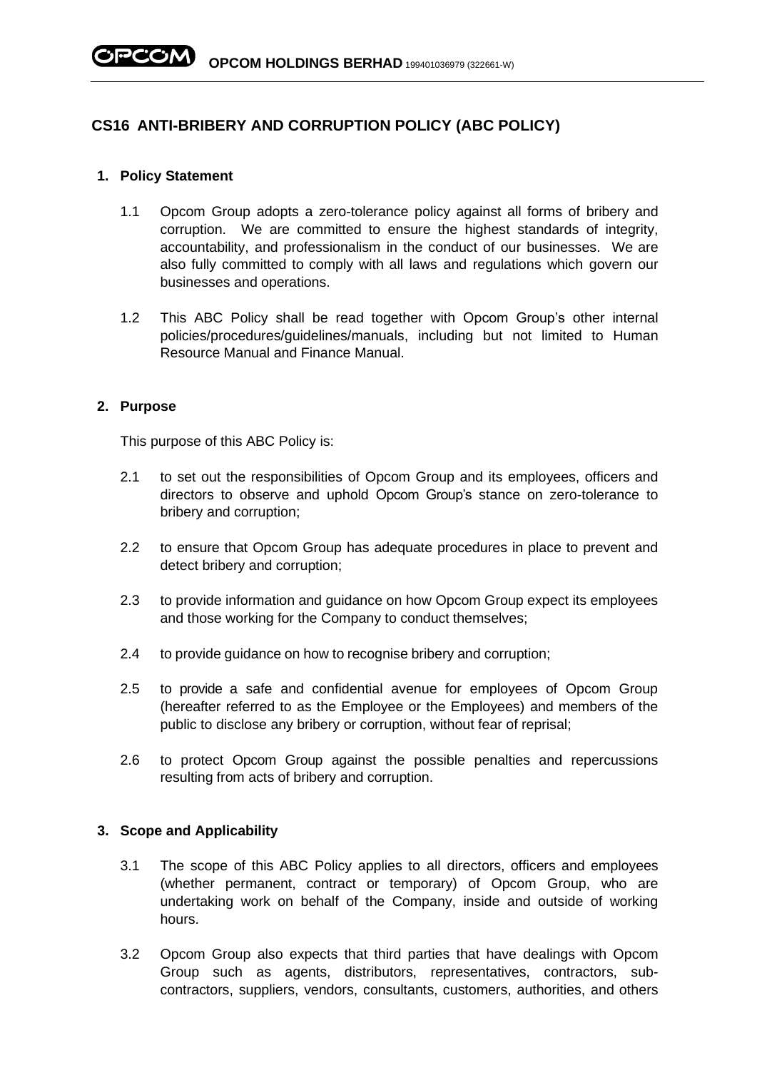# CS16 ANTI-BRIBERY AND CORRUPTION POLICY (ABC POLICY)

## 1. Policy Statement

1.1 Opcom Group adopts a zero-tolerance policy against all forms of bribery and corruption. We are committed to ensure the highest standards of integrity, accountability, and professionalism in the conduct of our businesses. We are also fully committed to comply with all laws and regulations which govern our businesses and operations.

1.2 This ABC Policy shall be read together with Opcom Group's other internal policies/procedures/guidelines/manuals, including but not limited to Human Resource Manual and Finance Manual.

## 2. Purpose

This purpose of this ABC Policy is:

2.1 to set out the responsibilities of Opcom Group and its employees, officers and directors to observe and uphold Opcom Group's stance on zero-tolerance to bribery and corruption;

2.2 to ensure that Opcom Group has adequate procedures in place to prevent and detect bribery and corruption;

2.3 to provide information and guidance on how Opcom Group expect its employees and those working for the Company to conduct themselves;

2.4 to provide guidance on how to recognise bribery and corruption;

2.5 to provide a safe and confidential avenue for employees of Opcom Group (hereafter referred to as the Employee or the Employees) and members of the public to disclose any bribery or corruption, without fear of reprisal;

2.6 to protect Opcom Group against the possible penalties and repercussions resulting from acts of bribery and corruption.

## 3. Scope and Applicability

3.1 The scope of this ABC Policy applies to all directors, officers and employees (whether permanent, contract or temporary) of Opcom Group, who are undertaking work on behalf of the Company, inside and outside of working hours.

3.2 Opcom Group also expects that third parties that have dealings with Opcom Group such as agents, distributors, representatives, contractors, sub-contractors, suppliers, vendors, consultants, customers, authorities, and others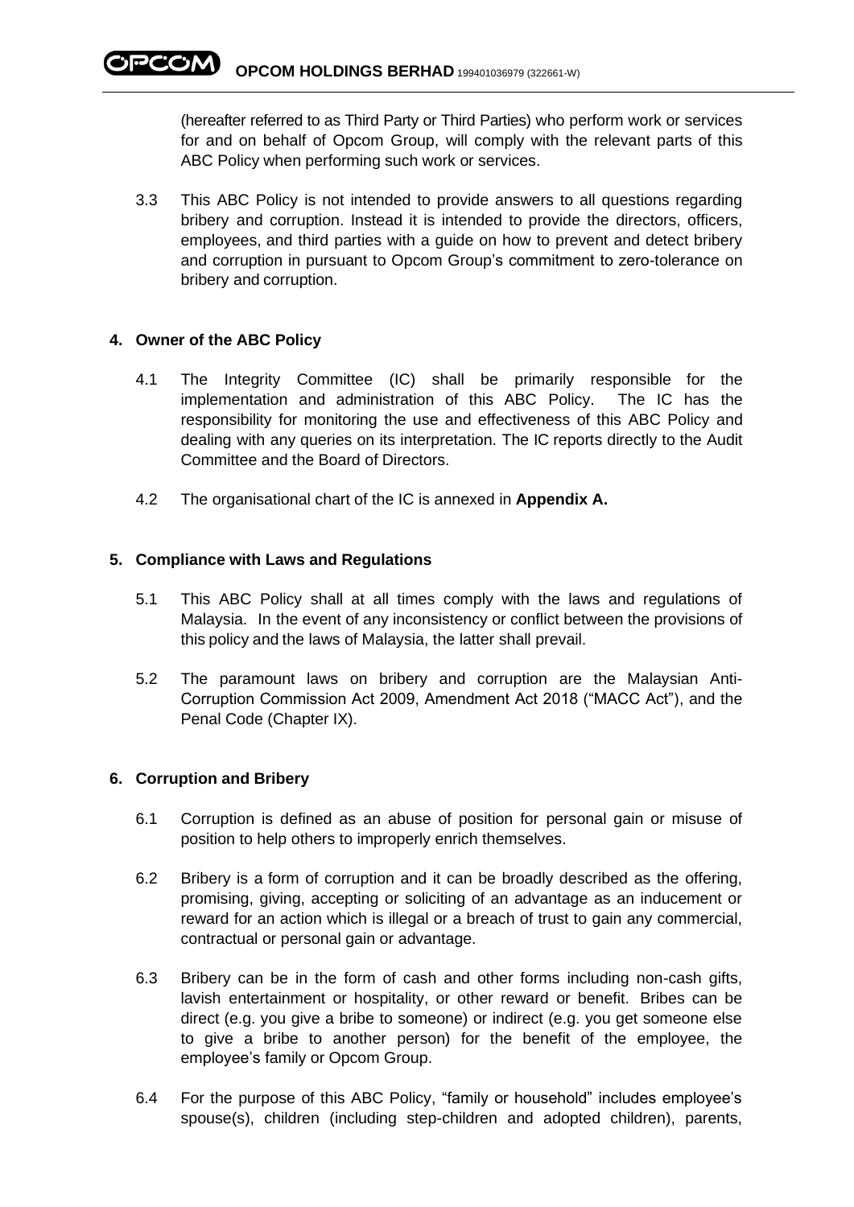(hereafter referred to as Third Party or Third Parties) who perform work or services for and on behalf of Opcom Group, will comply with the relevant parts of this ABC Policy when performing such work or services.

3.3 This ABC Policy is not intended to provide answers to all questions regarding bribery and corruption. Instead it is intended to provide the directors, officers, employees, and third parties with a guide on how to prevent and detect bribery and corruption in pursuant to Opcom Group's commitment to zero-tolerance on bribery and corruption.

## 4. Owner of the ABC Policy

4.1 The Integrity Committee (IC) shall be primarily responsible for the implementation and administration of this ABC Policy. The IC has the responsibility for monitoring the use and effectiveness of this ABC Policy and dealing with any queries on its interpretation. The IC reports directly to the Audit Committee and the Board of Directors.

4.2 The organisational chart of the IC is annexed in **Appendix A.**

## 5. Compliance with Laws and Regulations

5.1 This ABC Policy shall at all times comply with the laws and regulations of Malaysia. In the event of any inconsistency or conflict between the provisions of this policy and the laws of Malaysia, the latter shall prevail.

5.2 The paramount laws on bribery and corruption are the Malaysian Anti-Corruption Commission Act 2009, Amendment Act 2018 ("MACC Act"), and the Penal Code (Chapter IX).

## 6. Corruption and Bribery

6.1 Corruption is defined as an abuse of position for personal gain or misuse of position to help others to improperly enrich themselves.

6.2 Bribery is a form of corruption and it can be broadly described as the offering, promising, giving, accepting or soliciting of an advantage as an inducement or reward for an action which is illegal or a breach of trust to gain any commercial, contractual or personal gain or advantage.

6.3 Bribery can be in the form of cash and other forms including non-cash gifts, lavish entertainment or hospitality, or other reward or benefit. Bribes can be direct (e.g. you give a bribe to someone) or indirect (e.g. you get someone else to give a bribe to another person) for the benefit of the employee, the employee's family or Opcom Group.

6.4 For the purpose of this ABC Policy, "family or household" includes employee's spouse(s), children (including step-children and adopted children), parents,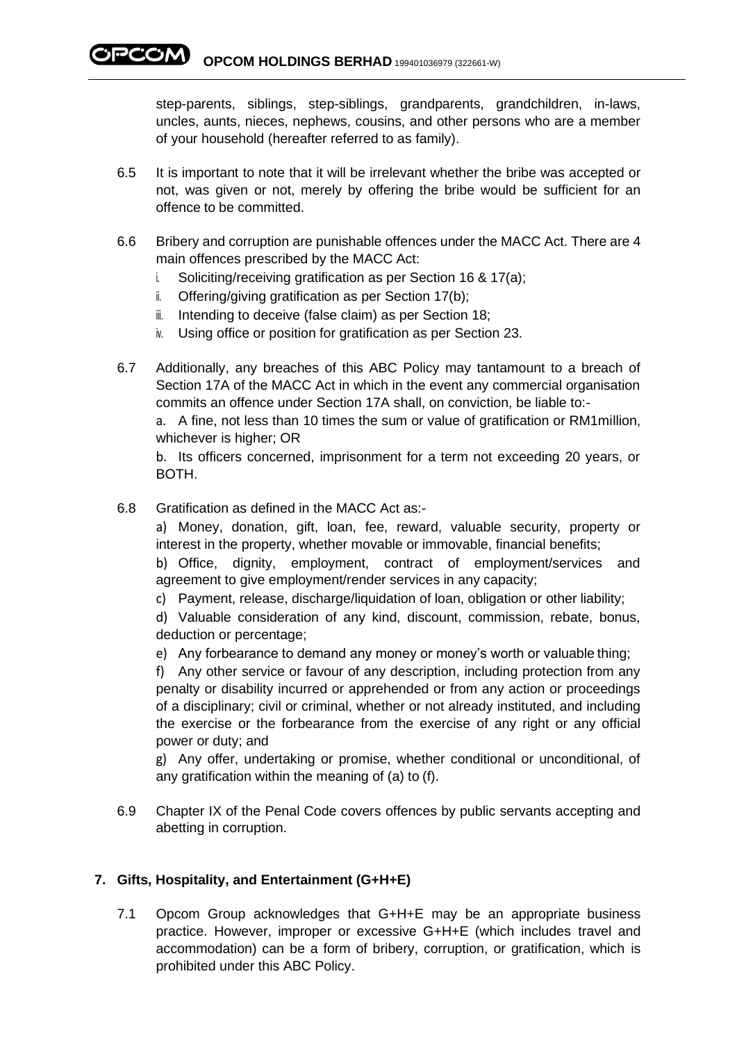step-parents, siblings, step-siblings, grandparents, grandchildren, in-laws, uncles, aunts, nieces, nephews, cousins, and other persons who are a member of your household (hereafter referred to as family).

6.5 It is important to note that it will be irrelevant whether the bribe was accepted or not, was given or not, merely by offering the bribe would be sufficient for an offence to be committed.

6.6 Bribery and corruption are punishable offences under the MACC Act. There are 4 main offences prescribed by the MACC Act:

i. Soliciting/receiving gratification as per Section 16 & 17(a);
ii. Offering/giving gratification as per Section 17(b);
iii. Intending to deceive (false claim) as per Section 18;
iv. Using office or position for gratification as per Section 23.

6.7 Additionally, any breaches of this ABC Policy may tantamount to a breach of Section 17A of the MACC Act in which in the event any commercial organisation commits an offence under Section 17A shall, on conviction, be liable to:-

a. A fine, not less than 10 times the sum or value of gratification or RM1million, whichever is higher; OR

b. Its officers concerned, imprisonment for a term not exceeding 20 years, or BOTH.

6.8 Gratification as defined in the MACC Act as:-

a) Money, donation, gift, loan, fee, reward, valuable security, property or interest in the property, whether movable or immovable, financial benefits;

b) Office, dignity, employment, contract of employment/services and agreement to give employment/render services in any capacity;

c) Payment, release, discharge/liquidation of loan, obligation or other liability;

d) Valuable consideration of any kind, discount, commission, rebate, bonus, deduction or percentage;

e) Any forbearance to demand any money or money's worth or valuable thing;

f) Any other service or favour of any description, including protection from any penalty or disability incurred or apprehended or from any action or proceedings of a disciplinary; civil or criminal, whether or not already instituted, and including the exercise or the forbearance from the exercise of any right or any official power or duty; and

g) Any offer, undertaking or promise, whether conditional or unconditional, of any gratification within the meaning of (a) to (f).

6.9 Chapter IX of the Penal Code covers offences by public servants accepting and abetting in corruption.

## 7. Gifts, Hospitality, and Entertainment (G+H+E)

7.1 Opcom Group acknowledges that G+H+E may be an appropriate business practice. However, improper or excessive G+H+E (which includes travel and accommodation) can be a form of bribery, corruption, or gratification, which is prohibited under this ABC Policy.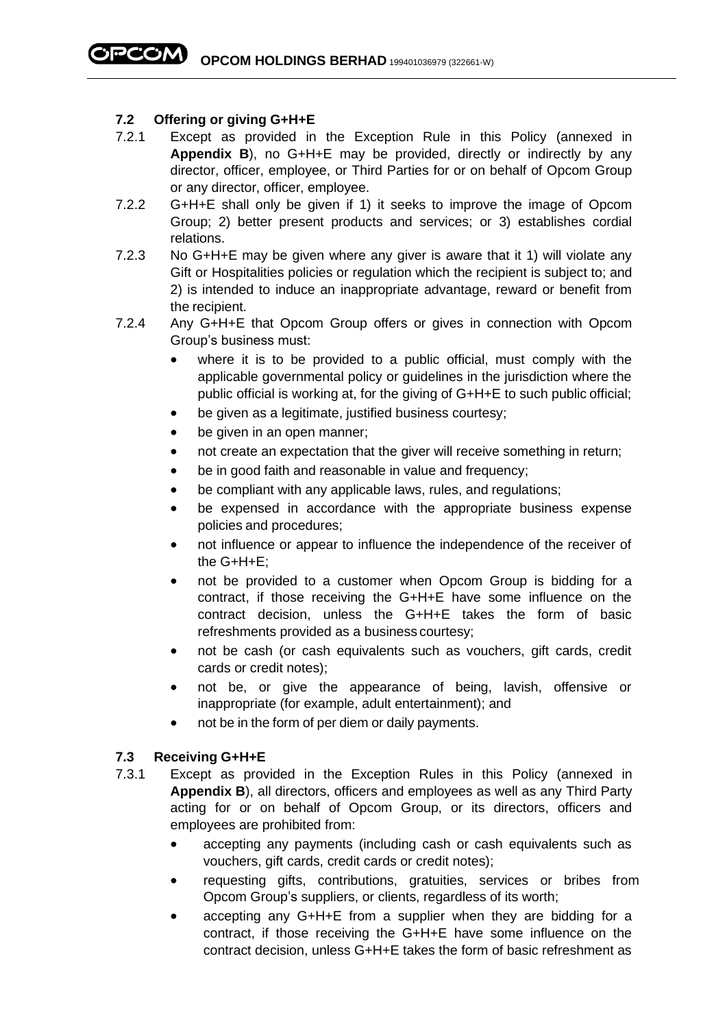### 7.2 Offering or giving G+H+E

7.2.1 Except as provided in the Exception Rule in this Policy (annexed in **Appendix B**), no G+H+E may be provided, directly or indirectly by any director, officer, employee, or Third Parties for or on behalf of Opcom Group or any director, officer, employee.

7.2.2 G+H+E shall only be given if 1) it seeks to improve the image of Opcom Group; 2) better present products and services; or 3) establishes cordial relations.

7.2.3 No G+H+E may be given where any giver is aware that it 1) will violate any Gift or Hospitalities policies or regulation which the recipient is subject to; and 2) is intended to induce an inappropriate advantage, reward or benefit from the recipient.

7.2.4 Any G+H+E that Opcom Group offers or gives in connection with Opcom Group's business must:

- where it is to be provided to a public official, must comply with the applicable governmental policy or guidelines in the jurisdiction where the public official is working at, for the giving of G+H+E to such public official;
- be given as a legitimate, justified business courtesy;
- be given in an open manner;
- not create an expectation that the giver will receive something in return;
- be in good faith and reasonable in value and frequency;
- be compliant with any applicable laws, rules, and regulations;
- be expensed in accordance with the appropriate business expense policies and procedures;
- not influence or appear to influence the independence of the receiver of the G+H+E;
- not be provided to a customer when Opcom Group is bidding for a contract, if those receiving the G+H+E have some influence on the contract decision, unless the G+H+E takes the form of basic refreshments provided as a business courtesy;
- not be cash (or cash equivalents such as vouchers, gift cards, credit cards or credit notes);
- not be, or give the appearance of being, lavish, offensive or inappropriate (for example, adult entertainment); and
- not be in the form of per diem or daily payments.

### 7.3 Receiving G+H+E

7.3.1 Except as provided in the Exception Rules in this Policy (annexed in **Appendix B**), all directors, officers and employees as well as any Third Party acting for or on behalf of Opcom Group, or its directors, officers and employees are prohibited from:

- accepting any payments (including cash or cash equivalents such as vouchers, gift cards, credit cards or credit notes);
- requesting gifts, contributions, gratuities, services or bribes from Opcom Group's suppliers, or clients, regardless of its worth;
- accepting any G+H+E from a supplier when they are bidding for a contract, if those receiving the G+H+E have some influence on the contract decision, unless G+H+E takes the form of basic refreshment as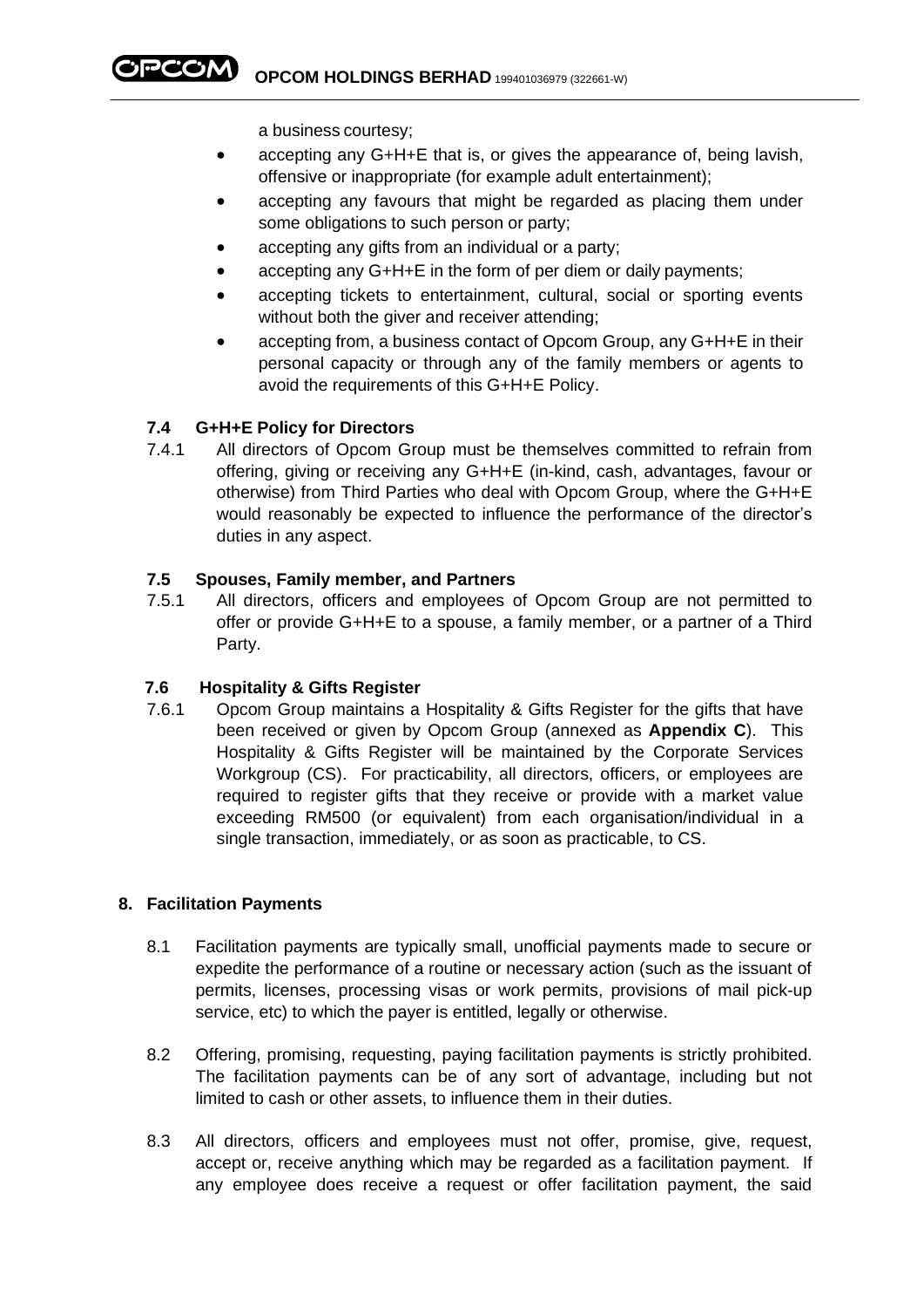a business courtesy;

- accepting any G+H+E that is, or gives the appearance of, being lavish, offensive or inappropriate (for example adult entertainment);
- accepting any favours that might be regarded as placing them under some obligations to such person or party;
- accepting any gifts from an individual or a party;
- accepting any G+H+E in the form of per diem or daily payments;
- accepting tickets to entertainment, cultural, social or sporting events without both the giver and receiver attending;
- accepting from, a business contact of Opcom Group, any G+H+E in their personal capacity or through any of the family members or agents to avoid the requirements of this G+H+E Policy.

### 7.4 G+H+E Policy for Directors

7.4.1 All directors of Opcom Group must be themselves committed to refrain from offering, giving or receiving any G+H+E (in-kind, cash, advantages, favour or otherwise) from Third Parties who deal with Opcom Group, where the G+H+E would reasonably be expected to influence the performance of the director's duties in any aspect.

### 7.5 Spouses, Family member, and Partners

7.5.1 All directors, officers and employees of Opcom Group are not permitted to offer or provide G+H+E to a spouse, a family member, or a partner of a Third Party.

### 7.6 Hospitality & Gifts Register

7.6.1 Opcom Group maintains a Hospitality & Gifts Register for the gifts that have been received or given by Opcom Group (annexed as **Appendix C**). This Hospitality & Gifts Register will be maintained by the Corporate Services Workgroup (CS). For practicability, all directors, officers, or employees are required to register gifts that they receive or provide with a market value exceeding RM500 (or equivalent) from each organisation/individual in a single transaction, immediately, or as soon as practicable, to CS.

## 8. Facilitation Payments

8.1 Facilitation payments are typically small, unofficial payments made to secure or expedite the performance of a routine or necessary action (such as the issuant of permits, licenses, processing visas or work permits, provisions of mail pick-up service, etc) to which the payer is entitled, legally or otherwise.

8.2 Offering, promising, requesting, paying facilitation payments is strictly prohibited. The facilitation payments can be of any sort of advantage, including but not limited to cash or other assets, to influence them in their duties.

8.3 All directors, officers and employees must not offer, promise, give, request, accept or, receive anything which may be regarded as a facilitation payment. If any employee does receive a request or offer facilitation payment, the said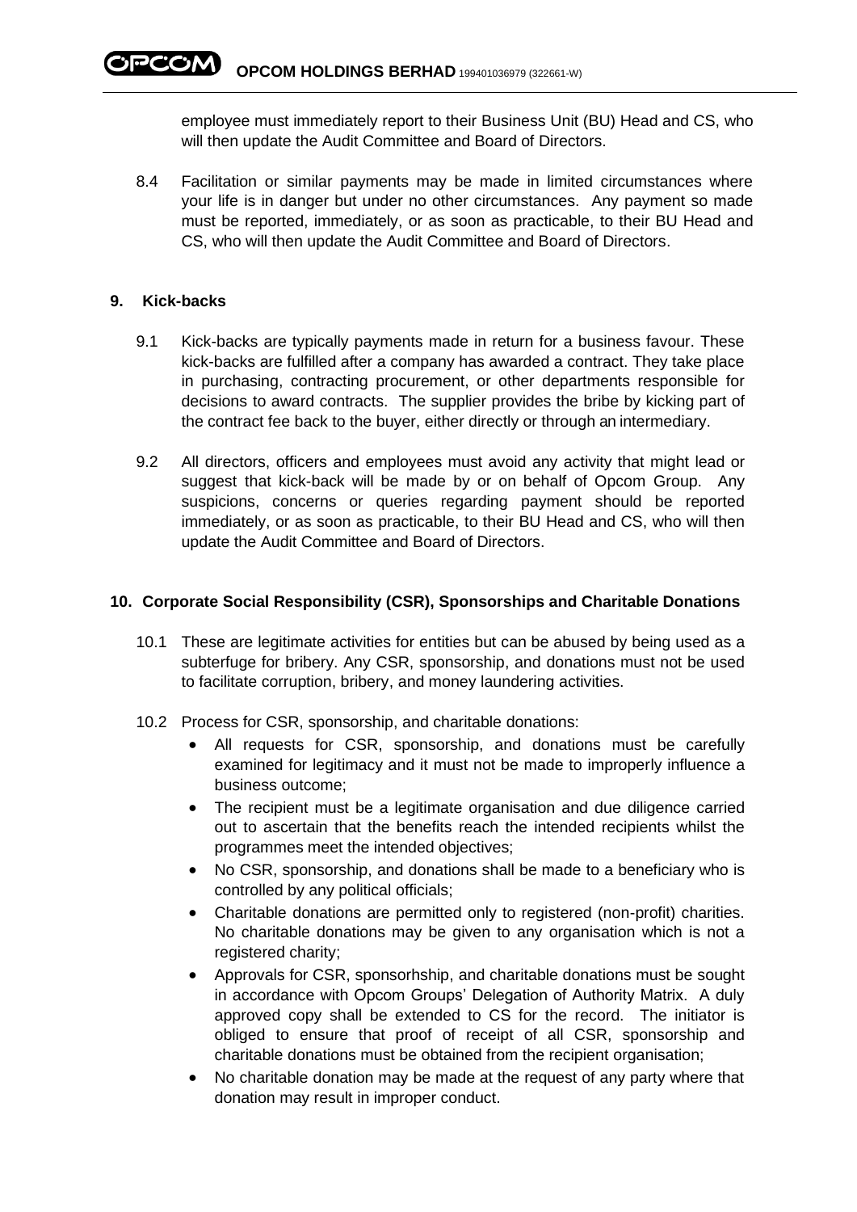employee must immediately report to their Business Unit (BU) Head and CS, who will then update the Audit Committee and Board of Directors.

8.4 Facilitation or similar payments may be made in limited circumstances where your life is in danger but under no other circumstances. Any payment so made must be reported, immediately, or as soon as practicable, to their BU Head and CS, who will then update the Audit Committee and Board of Directors.

## 9. Kick-backs

9.1 Kick-backs are typically payments made in return for a business favour. These kick-backs are fulfilled after a company has awarded a contract. They take place in purchasing, contracting procurement, or other departments responsible for decisions to award contracts. The supplier provides the bribe by kicking part of the contract fee back to the buyer, either directly or through an intermediary.

9.2 All directors, officers and employees must avoid any activity that might lead or suggest that kick-back will be made by or on behalf of Opcom Group. Any suspicions, concerns or queries regarding payment should be reported immediately, or as soon as practicable, to their BU Head and CS, who will then update the Audit Committee and Board of Directors.

## 10. Corporate Social Responsibility (CSR), Sponsorships and Charitable Donations

10.1 These are legitimate activities for entities but can be abused by being used as a subterfuge for bribery. Any CSR, sponsorship, and donations must not be used to facilitate corruption, bribery, and money laundering activities.

10.2 Process for CSR, sponsorship, and charitable donations:

- All requests for CSR, sponsorship, and donations must be carefully examined for legitimacy and it must not be made to improperly influence a business outcome;
- The recipient must be a legitimate organisation and due diligence carried out to ascertain that the benefits reach the intended recipients whilst the programmes meet the intended objectives;
- No CSR, sponsorship, and donations shall be made to a beneficiary who is controlled by any political officials;
- Charitable donations are permitted only to registered (non-profit) charities. No charitable donations may be given to any organisation which is not a registered charity;
- Approvals for CSR, sponsorhship, and charitable donations must be sought in accordance with Opcom Groups' Delegation of Authority Matrix. A duly approved copy shall be extended to CS for the record. The initiator is obliged to ensure that proof of receipt of all CSR, sponsorship and charitable donations must be obtained from the recipient organisation;
- No charitable donation may be made at the request of any party where that donation may result in improper conduct.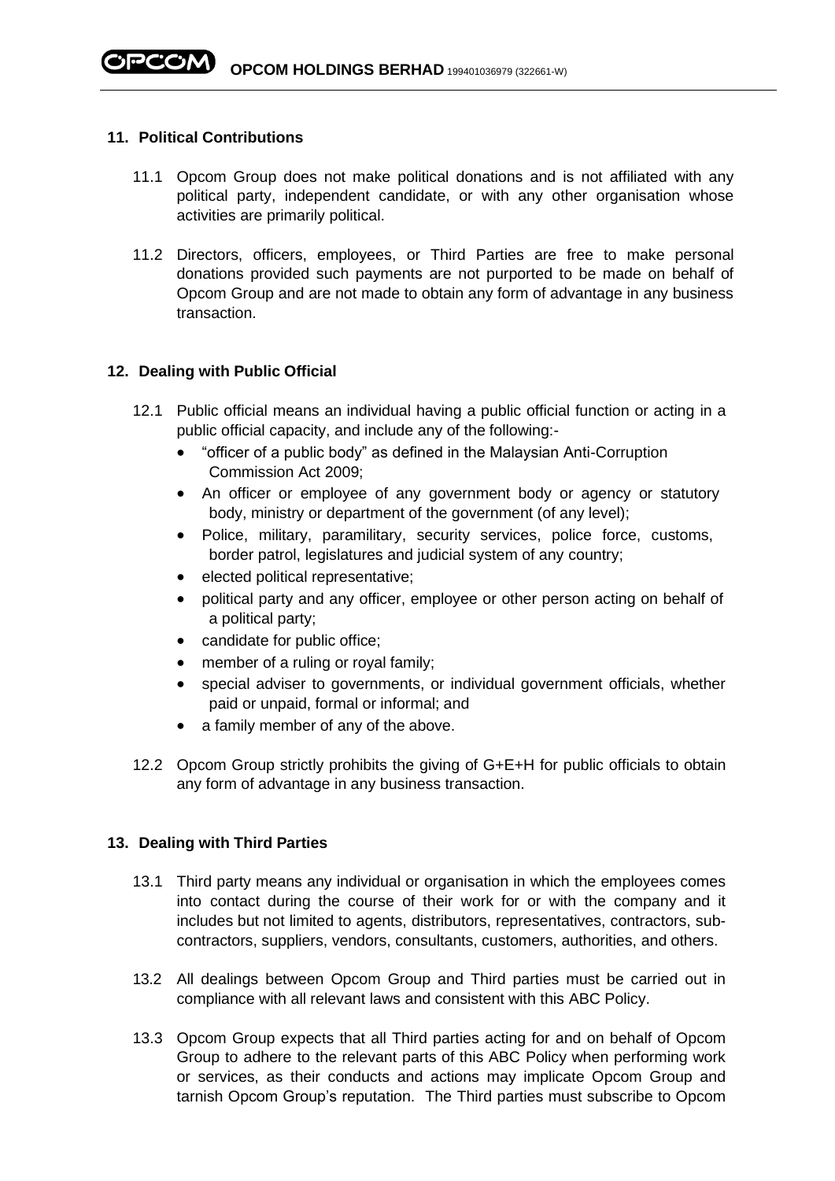## 11. Political Contributions

11.1 Opcom Group does not make political donations and is not affiliated with any political party, independent candidate, or with any other organisation whose activities are primarily political.

11.2 Directors, officers, employees, or Third Parties are free to make personal donations provided such payments are not purported to be made on behalf of Opcom Group and are not made to obtain any form of advantage in any business transaction.

## 12. Dealing with Public Official

12.1 Public official means an individual having a public official function or acting in a public official capacity, and include any of the following:-

- "officer of a public body" as defined in the Malaysian Anti-Corruption Commission Act 2009;
- An officer or employee of any government body or agency or statutory body, ministry or department of the government (of any level);
- Police, military, paramilitary, security services, police force, customs, border patrol, legislatures and judicial system of any country;
- elected political representative;
- political party and any officer, employee or other person acting on behalf of a political party;
- candidate for public office;
- member of a ruling or royal family;
- special adviser to governments, or individual government officials, whether paid or unpaid, formal or informal; and
- a family member of any of the above.

12.2 Opcom Group strictly prohibits the giving of G+E+H for public officials to obtain any form of advantage in any business transaction.

## 13. Dealing with Third Parties

13.1 Third party means any individual or organisation in which the employees comes into contact during the course of their work for or with the company and it includes but not limited to agents, distributors, representatives, contractors, sub-contractors, suppliers, vendors, consultants, customers, authorities, and others.

13.2 All dealings between Opcom Group and Third parties must be carried out in compliance with all relevant laws and consistent with this ABC Policy.

13.3 Opcom Group expects that all Third parties acting for and on behalf of Opcom Group to adhere to the relevant parts of this ABC Policy when performing work or services, as their conducts and actions may implicate Opcom Group and tarnish Opcom Group's reputation. The Third parties must subscribe to Opcom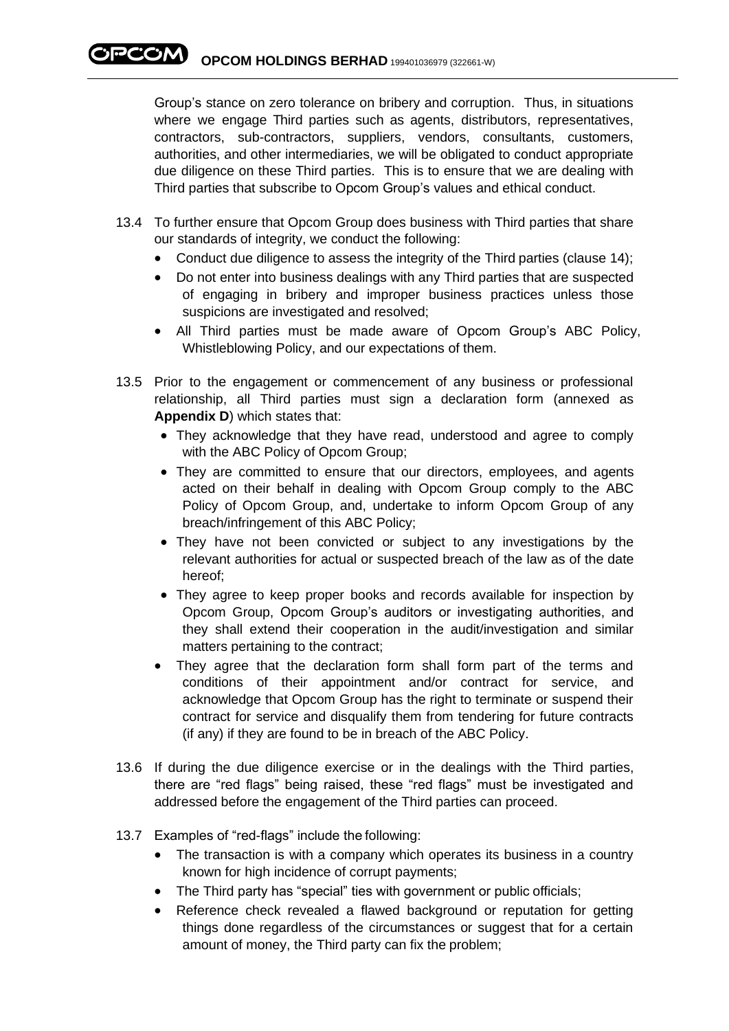Group's stance on zero tolerance on bribery and corruption. Thus, in situations where we engage Third parties such as agents, distributors, representatives, contractors, sub-contractors, suppliers, vendors, consultants, customers, authorities, and other intermediaries, we will be obligated to conduct appropriate due diligence on these Third parties. This is to ensure that we are dealing with Third parties that subscribe to Opcom Group's values and ethical conduct.

13.4 To further ensure that Opcom Group does business with Third parties that share our standards of integrity, we conduct the following:

- Conduct due diligence to assess the integrity of the Third parties (clause 14);
- Do not enter into business dealings with any Third parties that are suspected of engaging in bribery and improper business practices unless those suspicions are investigated and resolved;
- All Third parties must be made aware of Opcom Group's ABC Policy, Whistleblowing Policy, and our expectations of them.

13.5 Prior to the engagement or commencement of any business or professional relationship, all Third parties must sign a declaration form (annexed as **Appendix D**) which states that:

- They acknowledge that they have read, understood and agree to comply with the ABC Policy of Opcom Group;
- They are committed to ensure that our directors, employees, and agents acted on their behalf in dealing with Opcom Group comply to the ABC Policy of Opcom Group, and, undertake to inform Opcom Group of any breach/infringement of this ABC Policy;
- They have not been convicted or subject to any investigations by the relevant authorities for actual or suspected breach of the law as of the date hereof;
- They agree to keep proper books and records available for inspection by Opcom Group, Opcom Group's auditors or investigating authorities, and they shall extend their cooperation in the audit/investigation and similar matters pertaining to the contract;
- They agree that the declaration form shall form part of the terms and conditions of their appointment and/or contract for service, and acknowledge that Opcom Group has the right to terminate or suspend their contract for service and disqualify them from tendering for future contracts (if any) if they are found to be in breach of the ABC Policy.

13.6 If during the due diligence exercise or in the dealings with the Third parties, there are "red flags" being raised, these "red flags" must be investigated and addressed before the engagement of the Third parties can proceed.

13.7 Examples of "red-flags" include the following:

- The transaction is with a company which operates its business in a country known for high incidence of corrupt payments;
- The Third party has "special" ties with government or public officials;
- Reference check revealed a flawed background or reputation for getting things done regardless of the circumstances or suggest that for a certain amount of money, the Third party can fix the problem;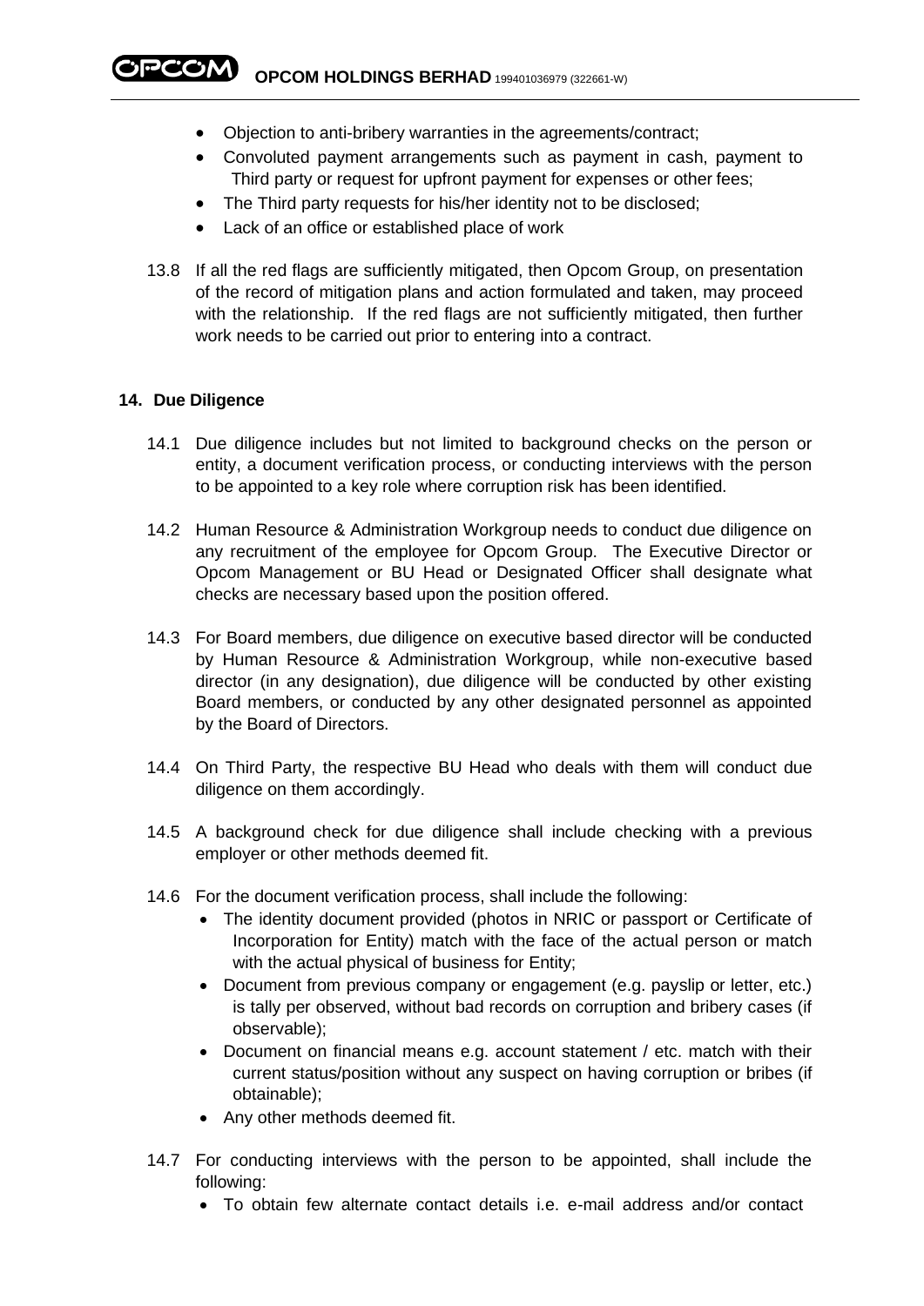- Objection to anti-bribery warranties in the agreements/contract;
- Convoluted payment arrangements such as payment in cash, payment to Third party or request for upfront payment for expenses or other fees;
- The Third party requests for his/her identity not to be disclosed;
- Lack of an office or established place of work

13.8 If all the red flags are sufficiently mitigated, then Opcom Group, on presentation of the record of mitigation plans and action formulated and taken, may proceed with the relationship. If the red flags are not sufficiently mitigated, then further work needs to be carried out prior to entering into a contract.

## 14. Due Diligence

14.1 Due diligence includes but not limited to background checks on the person or entity, a document verification process, or conducting interviews with the person to be appointed to a key role where corruption risk has been identified.

14.2 Human Resource & Administration Workgroup needs to conduct due diligence on any recruitment of the employee for Opcom Group. The Executive Director or Opcom Management or BU Head or Designated Officer shall designate what checks are necessary based upon the position offered.

14.3 For Board members, due diligence on executive based director will be conducted by Human Resource & Administration Workgroup, while non-executive based director (in any designation), due diligence will be conducted by other existing Board members, or conducted by any other designated personnel as appointed by the Board of Directors.

14.4 On Third Party, the respective BU Head who deals with them will conduct due diligence on them accordingly.

14.5 A background check for due diligence shall include checking with a previous employer or other methods deemed fit.

14.6 For the document verification process, shall include the following:

- The identity document provided (photos in NRIC or passport or Certificate of Incorporation for Entity) match with the face of the actual person or match with the actual physical of business for Entity;
- Document from previous company or engagement (e.g. payslip or letter, etc.) is tally per observed, without bad records on corruption and bribery cases (if observable);
- Document on financial means e.g. account statement / etc. match with their current status/position without any suspect on having corruption or bribes (if obtainable);
- Any other methods deemed fit.

14.7 For conducting interviews with the person to be appointed, shall include the following:

- To obtain few alternate contact details i.e. e-mail address and/or contact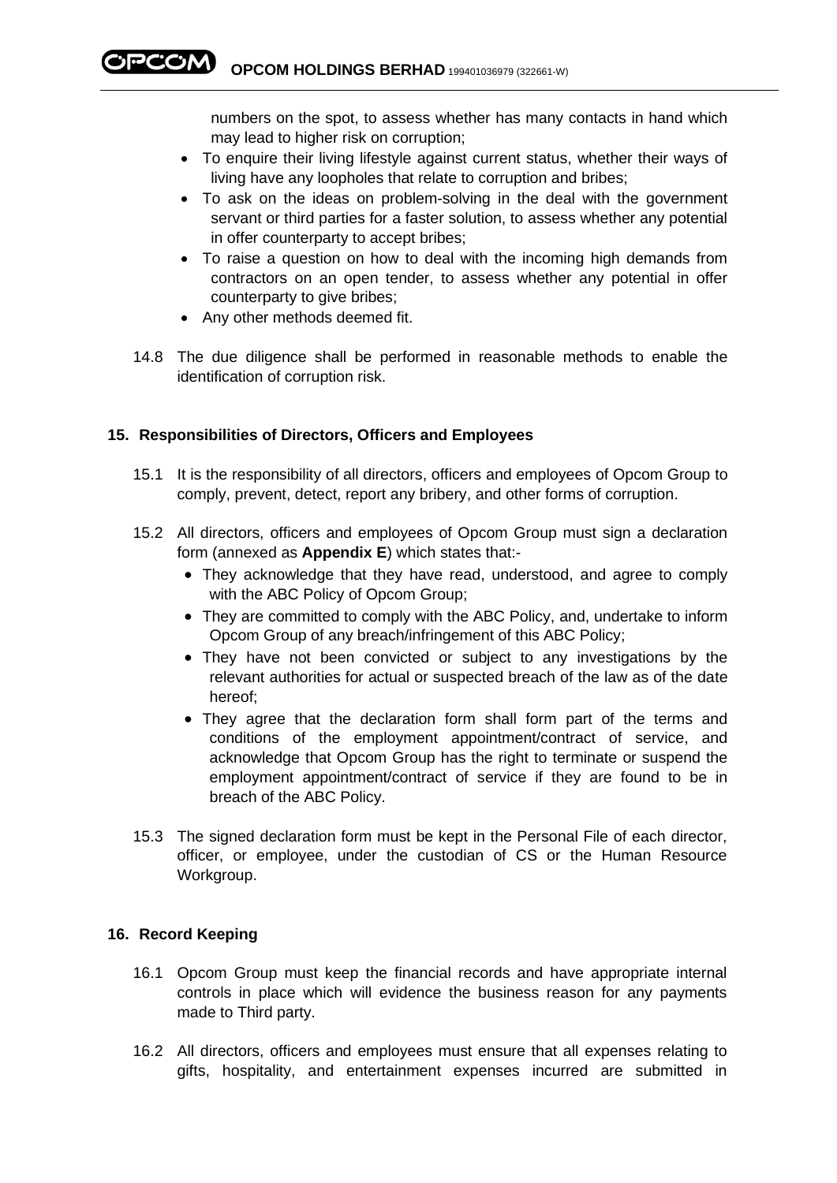numbers on the spot, to assess whether has many contacts in hand which may lead to higher risk on corruption;

- To enquire their living lifestyle against current status, whether their ways of living have any loopholes that relate to corruption and bribes;
- To ask on the ideas on problem-solving in the deal with the government servant or third parties for a faster solution, to assess whether any potential in offer counterparty to accept bribes;
- To raise a question on how to deal with the incoming high demands from contractors on an open tender, to assess whether any potential in offer counterparty to give bribes;
- Any other methods deemed fit.

14.8 The due diligence shall be performed in reasonable methods to enable the identification of corruption risk.

## 15. Responsibilities of Directors, Officers and Employees

15.1 It is the responsibility of all directors, officers and employees of Opcom Group to comply, prevent, detect, report any bribery, and other forms of corruption.

15.2 All directors, officers and employees of Opcom Group must sign a declaration form (annexed as **Appendix E**) which states that:-

- They acknowledge that they have read, understood, and agree to comply with the ABC Policy of Opcom Group;
- They are committed to comply with the ABC Policy, and, undertake to inform Opcom Group of any breach/infringement of this ABC Policy;
- They have not been convicted or subject to any investigations by the relevant authorities for actual or suspected breach of the law as of the date hereof;
- They agree that the declaration form shall form part of the terms and conditions of the employment appointment/contract of service, and acknowledge that Opcom Group has the right to terminate or suspend the employment appointment/contract of service if they are found to be in breach of the ABC Policy.

15.3 The signed declaration form must be kept in the Personal File of each director, officer, or employee, under the custodian of CS or the Human Resource Workgroup.

## 16. Record Keeping

16.1 Opcom Group must keep the financial records and have appropriate internal controls in place which will evidence the business reason for any payments made to Third party.

16.2 All directors, officers and employees must ensure that all expenses relating to gifts, hospitality, and entertainment expenses incurred are submitted in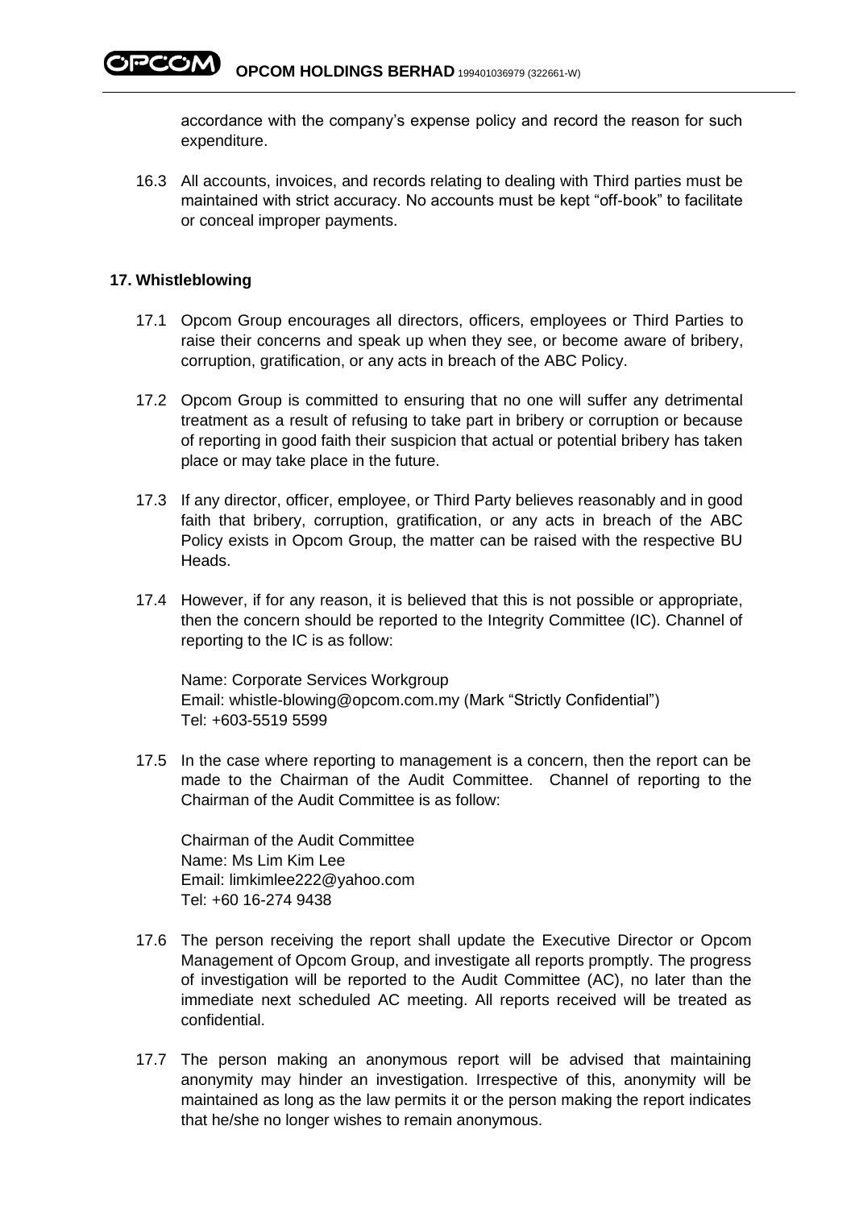accordance with the company's expense policy and record the reason for such expenditure.

16.3 All accounts, invoices, and records relating to dealing with Third parties must be maintained with strict accuracy. No accounts must be kept "off-book" to facilitate or conceal improper payments.

## 17. Whistleblowing

17.1 Opcom Group encourages all directors, officers, employees or Third Parties to raise their concerns and speak up when they see, or become aware of bribery, corruption, gratification, or any acts in breach of the ABC Policy.

17.2 Opcom Group is committed to ensuring that no one will suffer any detrimental treatment as a result of refusing to take part in bribery or corruption or because of reporting in good faith their suspicion that actual or potential bribery has taken place or may take place in the future.

17.3 If any director, officer, employee, or Third Party believes reasonably and in good faith that bribery, corruption, gratification, or any acts in breach of the ABC Policy exists in Opcom Group, the matter can be raised with the respective BU Heads.

17.4 However, if for any reason, it is believed that this is not possible or appropriate, then the concern should be reported to the Integrity Committee (IC). Channel of reporting to the IC is as follow:

Name: Corporate Services Workgroup
Email: whistle-blowing@opcom.com.my (Mark "Strictly Confidential")
Tel: +603-5519 5599

17.5 In the case where reporting to management is a concern, then the report can be made to the Chairman of the Audit Committee. Channel of reporting to the Chairman of the Audit Committee is as follow:

Chairman of the Audit Committee
Name: Ms Lim Kim Lee
Email: limkimlee222@yahoo.com
Tel: +60 16-274 9438

17.6 The person receiving the report shall update the Executive Director or Opcom Management of Opcom Group, and investigate all reports promptly. The progress of investigation will be reported to the Audit Committee (AC), no later than the immediate next scheduled AC meeting. All reports received will be treated as confidential.

17.7 The person making an anonymous report will be advised that maintaining anonymity may hinder an investigation. Irrespective of this, anonymity will be maintained as long as the law permits it or the person making the report indicates that he/she no longer wishes to remain anonymous.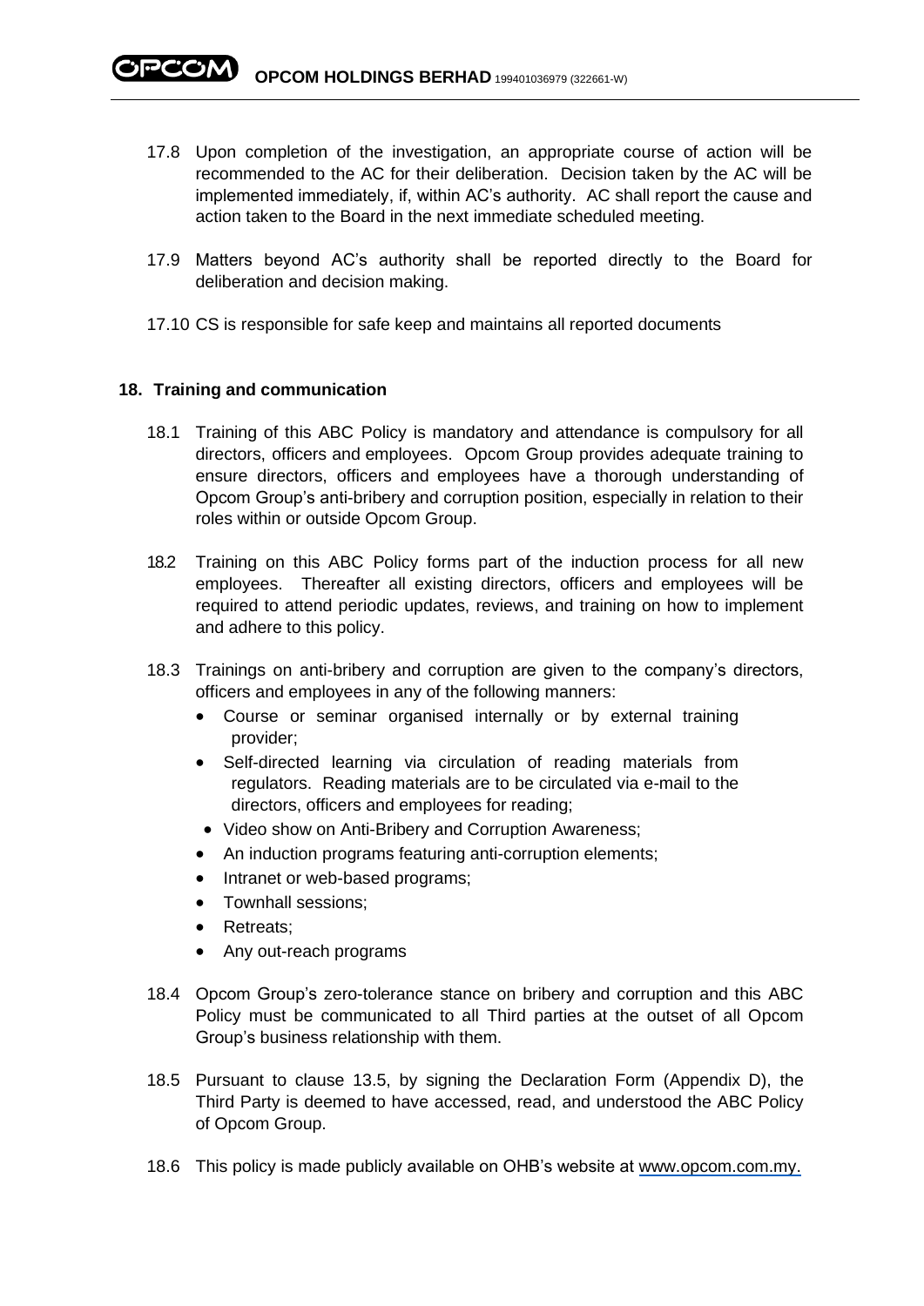17.8 Upon completion of the investigation, an appropriate course of action will be recommended to the AC for their deliberation. Decision taken by the AC will be implemented immediately, if, within AC's authority. AC shall report the cause and action taken to the Board in the next immediate scheduled meeting.

17.9 Matters beyond AC's authority shall be reported directly to the Board for deliberation and decision making.

17.10 CS is responsible for safe keep and maintains all reported documents

## 18. Training and communication

18.1 Training of this ABC Policy is mandatory and attendance is compulsory for all directors, officers and employees. Opcom Group provides adequate training to ensure directors, officers and employees have a thorough understanding of Opcom Group's anti-bribery and corruption position, especially in relation to their roles within or outside Opcom Group.

18.2 Training on this ABC Policy forms part of the induction process for all new employees. Thereafter all existing directors, officers and employees will be required to attend periodic updates, reviews, and training on how to implement and adhere to this policy.

18.3 Trainings on anti-bribery and corruption are given to the company's directors, officers and employees in any of the following manners:

- Course or seminar organised internally or by external training provider;
- Self-directed learning via circulation of reading materials from regulators. Reading materials are to be circulated via e-mail to the directors, officers and employees for reading;
- Video show on Anti-Bribery and Corruption Awareness;
- An induction programs featuring anti-corruption elements;
- Intranet or web-based programs;
- Townhall sessions;
- Retreats;
- Any out-reach programs

18.4 Opcom Group's zero-tolerance stance on bribery and corruption and this ABC Policy must be communicated to all Third parties at the outset of all Opcom Group's business relationship with them.

18.5 Pursuant to clause 13.5, by signing the Declaration Form (Appendix D), the Third Party is deemed to have accessed, read, and understood the ABC Policy of Opcom Group.

18.6 This policy is made publicly available on OHB's website at www.opcom.com.my.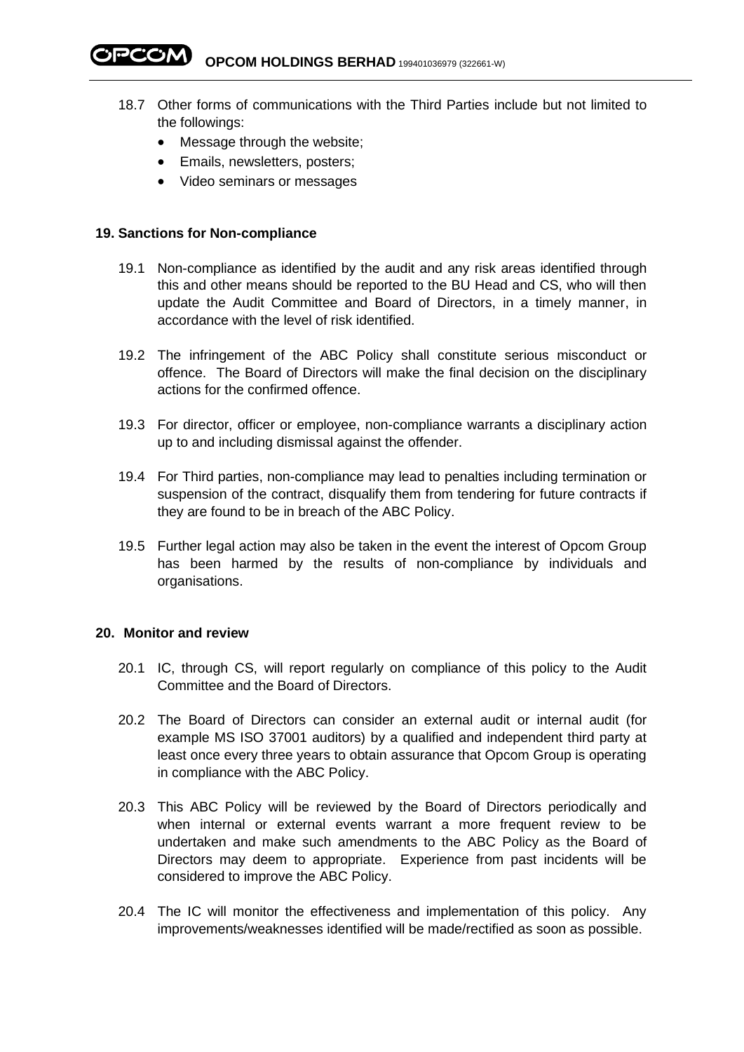18.7 Other forms of communications with the Third Parties include but not limited to the followings:

- Message through the website;
- Emails, newsletters, posters;
- Video seminars or messages

## 19. Sanctions for Non-compliance

19.1 Non-compliance as identified by the audit and any risk areas identified through this and other means should be reported to the BU Head and CS, who will then update the Audit Committee and Board of Directors, in a timely manner, in accordance with the level of risk identified.

19.2 The infringement of the ABC Policy shall constitute serious misconduct or offence. The Board of Directors will make the final decision on the disciplinary actions for the confirmed offence.

19.3 For director, officer or employee, non-compliance warrants a disciplinary action up to and including dismissal against the offender.

19.4 For Third parties, non-compliance may lead to penalties including termination or suspension of the contract, disqualify them from tendering for future contracts if they are found to be in breach of the ABC Policy.

19.5 Further legal action may also be taken in the event the interest of Opcom Group has been harmed by the results of non-compliance by individuals and organisations.

## 20. Monitor and review

20.1 IC, through CS, will report regularly on compliance of this policy to the Audit Committee and the Board of Directors.

20.2 The Board of Directors can consider an external audit or internal audit (for example MS ISO 37001 auditors) by a qualified and independent third party at least once every three years to obtain assurance that Opcom Group is operating in compliance with the ABC Policy.

20.3 This ABC Policy will be reviewed by the Board of Directors periodically and when internal or external events warrant a more frequent review to be undertaken and make such amendments to the ABC Policy as the Board of Directors may deem to appropriate. Experience from past incidents will be considered to improve the ABC Policy.

20.4 The IC will monitor the effectiveness and implementation of this policy. Any improvements/weaknesses identified will be made/rectified as soon as possible.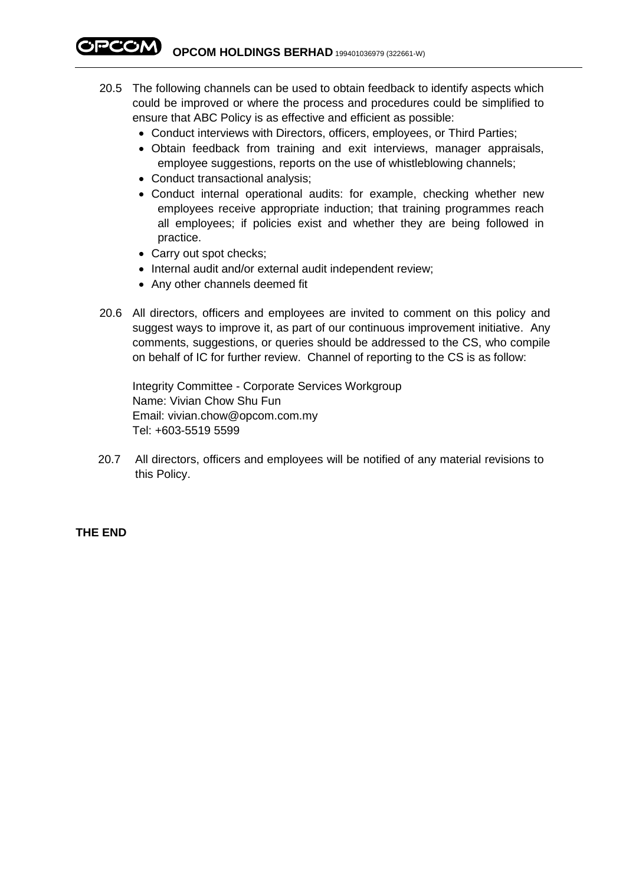20.5 The following channels can be used to obtain feedback to identify aspects which could be improved or where the process and procedures could be simplified to ensure that ABC Policy is as effective and efficient as possible:

- Conduct interviews with Directors, officers, employees, or Third Parties;
- Obtain feedback from training and exit interviews, manager appraisals, employee suggestions, reports on the use of whistleblowing channels;
- Conduct transactional analysis;
- Conduct internal operational audits: for example, checking whether new employees receive appropriate induction; that training programmes reach all employees; if policies exist and whether they are being followed in practice.
- Carry out spot checks;
- Internal audit and/or external audit independent review;
- Any other channels deemed fit

20.6 All directors, officers and employees are invited to comment on this policy and suggest ways to improve it, as part of our continuous improvement initiative. Any comments, suggestions, or queries should be addressed to the CS, who compile on behalf of IC for further review. Channel of reporting to the CS is as follow:

Integrity Committee - Corporate Services Workgroup
Name: Vivian Chow Shu Fun
Email: vivian.chow@opcom.com.my
Tel: +603-5519 5599

20.7 All directors, officers and employees will be notified of any material revisions to this Policy.

**THE END**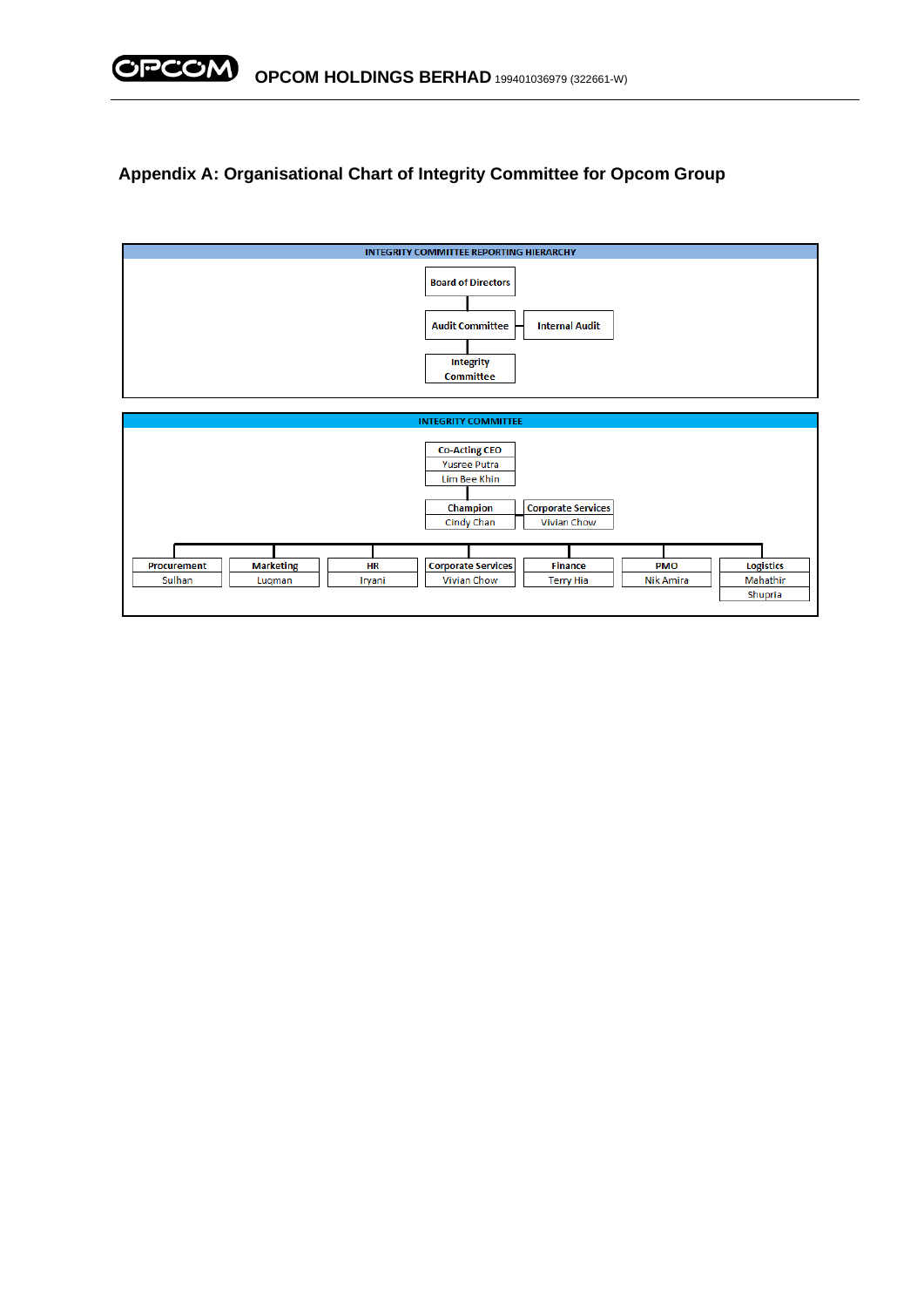## Appendix A: Organisational Chart of Integrity Committee for Opcom Group

**INTEGRITY COMMITTEE REPORTING HIERARCHY**

- Board of Directors
  - Audit Committee — Internal Audit
    - Integrity Committee

**INTEGRITY COMMITTEE**

- Co-Acting CEO: Yusree Putra, Lim Bee Khin
  - Champion: Cindy Chan — Corporate Services: Vivian Chow
    - Procurement: Sulhan
    - Marketing: Luqman
    - HR: Iryani
    - Corporate Services: Vivian Chow
    - Finance: Terry Hia
    - PMO: Nik Amira
    - Logistics: Mahathir, Shupria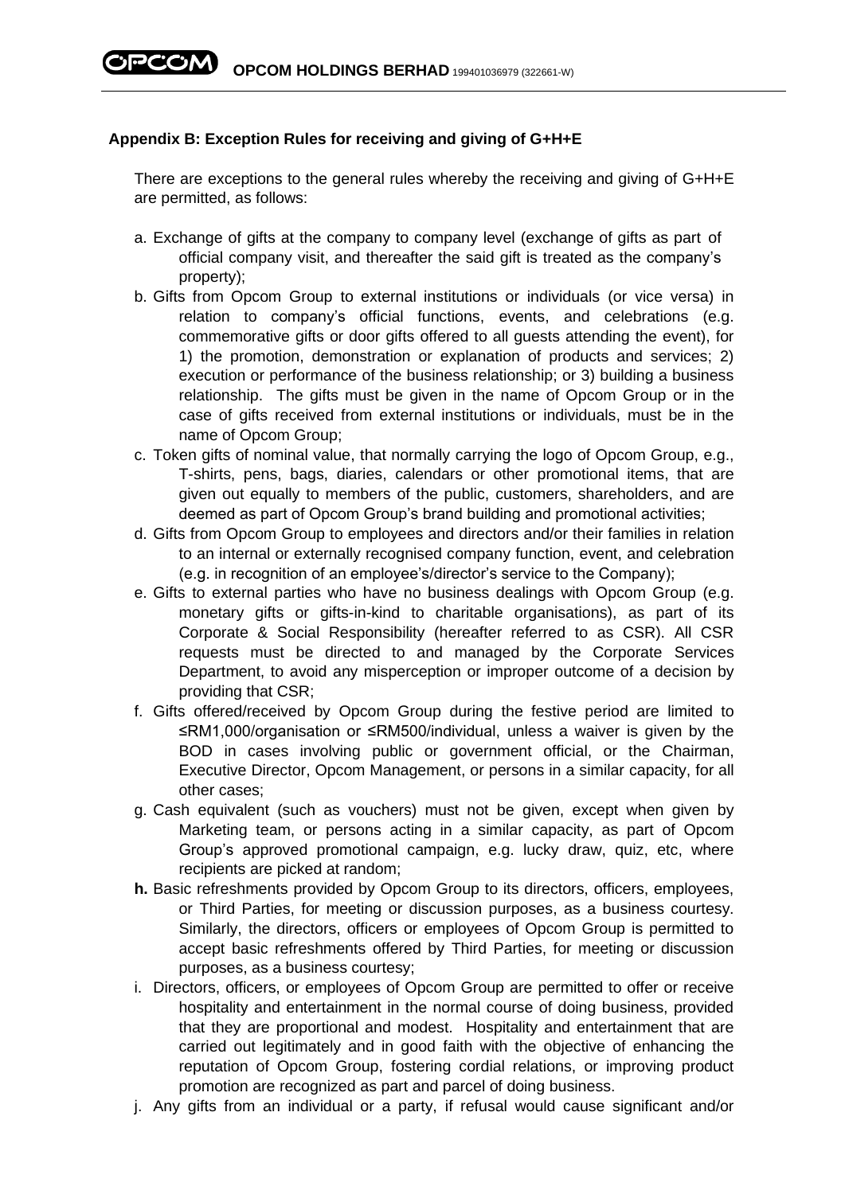**Appendix B: Exception Rules for receiving and giving of G+H+E**

There are exceptions to the general rules whereby the receiving and giving of G+H+E are permitted, as follows:

a. Exchange of gifts at the company to company level (exchange of gifts as part of official company visit, and thereafter the said gift is treated as the company's property);
b. Gifts from Opcom Group to external institutions or individuals (or vice versa) in relation to company's official functions, events, and celebrations (e.g. commemorative gifts or door gifts offered to all guests attending the event), for 1) the promotion, demonstration or explanation of products and services; 2) execution or performance of the business relationship; or 3) building a business relationship. The gifts must be given in the name of Opcom Group or in the case of gifts received from external institutions or individuals, must be in the name of Opcom Group;
c. Token gifts of nominal value, that normally carrying the logo of Opcom Group, e.g., T-shirts, pens, bags, diaries, calendars or other promotional items, that are given out equally to members of the public, customers, shareholders, and are deemed as part of Opcom Group's brand building and promotional activities;
d. Gifts from Opcom Group to employees and directors and/or their families in relation to an internal or externally recognised company function, event, and celebration (e.g. in recognition of an employee's/director's service to the Company);
e. Gifts to external parties who have no business dealings with Opcom Group (e.g. monetary gifts or gifts-in-kind to charitable organisations), as part of its Corporate & Social Responsibility (hereafter referred to as CSR). All CSR requests must be directed to and managed by the Corporate Services Department, to avoid any misperception or improper outcome of a decision by providing that CSR;
f. Gifts offered/received by Opcom Group during the festive period are limited to ≤RM1,000/organisation or ≤RM500/individual, unless a waiver is given by the BOD in cases involving public or government official, or the Chairman, Executive Director, Opcom Management, or persons in a similar capacity, for all other cases;
g. Cash equivalent (such as vouchers) must not be given, except when given by Marketing team, or persons acting in a similar capacity, as part of Opcom Group's approved promotional campaign, e.g. lucky draw, quiz, etc, where recipients are picked at random;
**h.** Basic refreshments provided by Opcom Group to its directors, officers, employees, or Third Parties, for meeting or discussion purposes, as a business courtesy. Similarly, the directors, officers or employees of Opcom Group is permitted to accept basic refreshments offered by Third Parties, for meeting or discussion purposes, as a business courtesy;
i. Directors, officers, or employees of Opcom Group are permitted to offer or receive hospitality and entertainment in the normal course of doing business, provided that they are proportional and modest. Hospitality and entertainment that are carried out legitimately and in good faith with the objective of enhancing the reputation of Opcom Group, fostering cordial relations, or improving product promotion are recognized as part and parcel of doing business.
j. Any gifts from an individual or a party, if refusal would cause significant and/or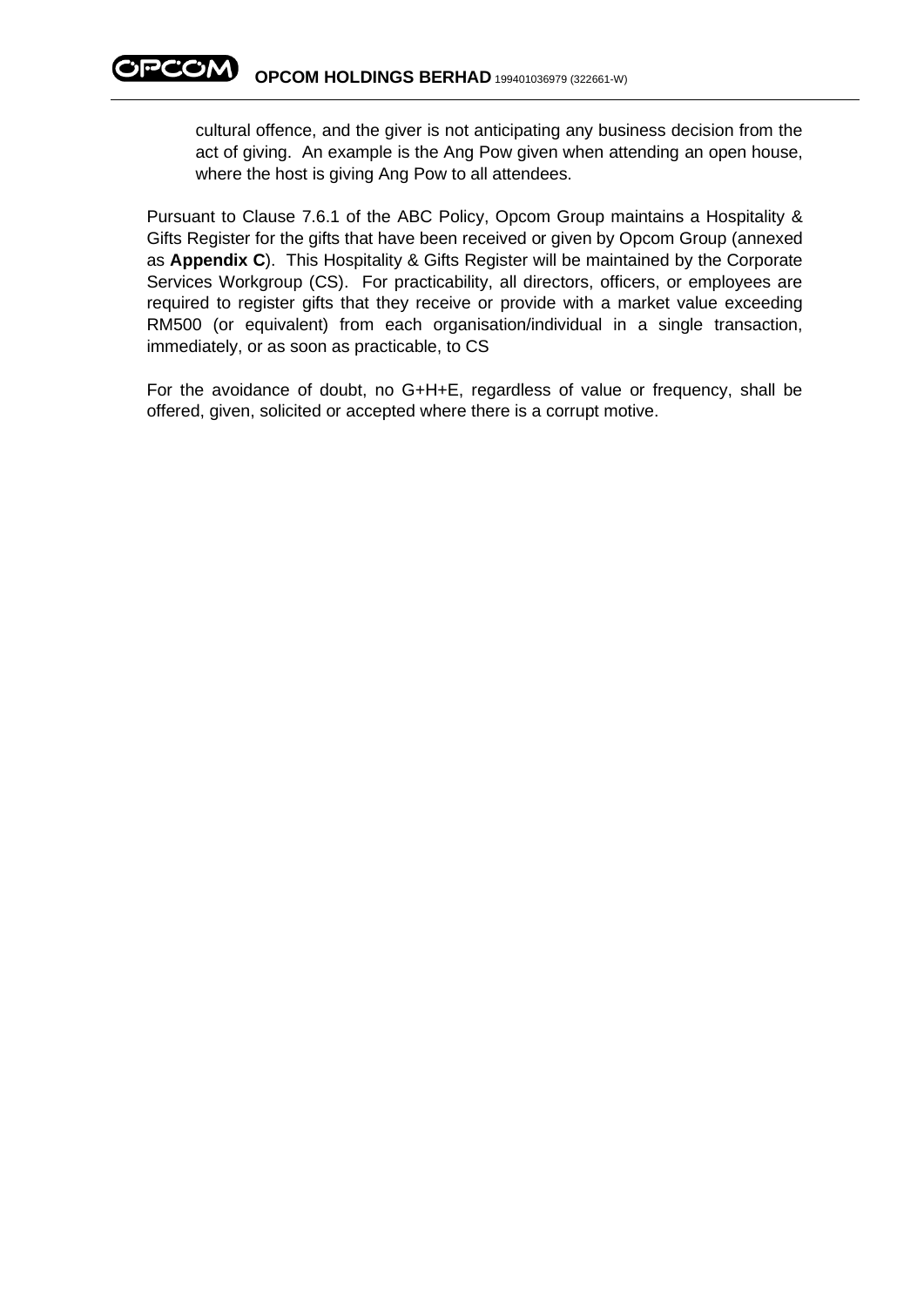cultural offence, and the giver is not anticipating any business decision from the act of giving. An example is the Ang Pow given when attending an open house, where the host is giving Ang Pow to all attendees.

Pursuant to Clause 7.6.1 of the ABC Policy, Opcom Group maintains a Hospitality & Gifts Register for the gifts that have been received or given by Opcom Group (annexed as **Appendix C**). This Hospitality & Gifts Register will be maintained by the Corporate Services Workgroup (CS). For practicability, all directors, officers, or employees are required to register gifts that they receive or provide with a market value exceeding RM500 (or equivalent) from each organisation/individual in a single transaction, immediately, or as soon as practicable, to CS

For the avoidance of doubt, no G+H+E, regardless of value or frequency, shall be offered, given, solicited or accepted where there is a corrupt motive.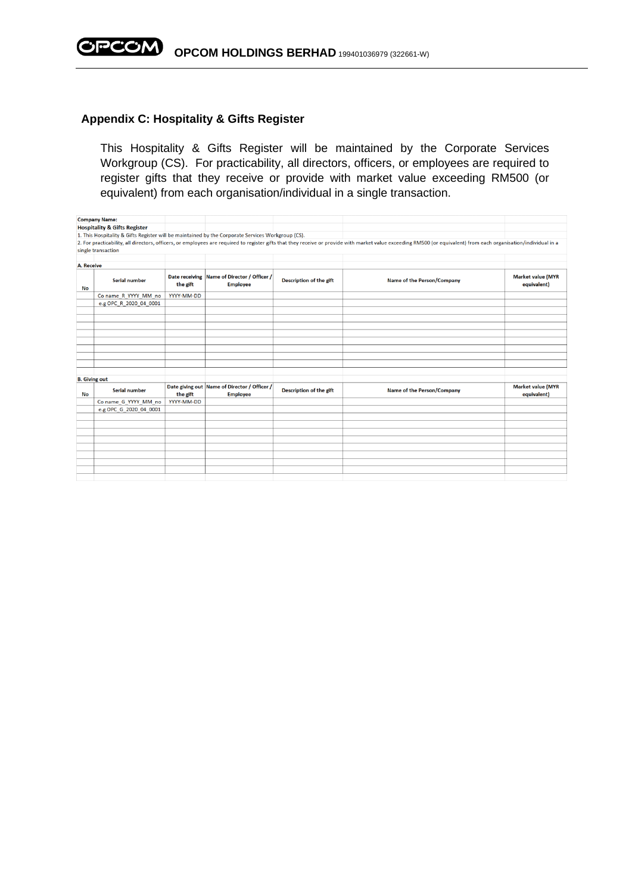## Appendix C: Hospitality & Gifts Register

This Hospitality & Gifts Register will be maintained by the Corporate Services Workgroup (CS). For practicability, all directors, officers, or employees are required to register gifts that they receive or provide with market value exceeding RM500 (or equivalent) from each organisation/individual in a single transaction.

**Company Name:**

**Hospitality & Gifts Register**

1. This Hospitality & Gifts Register will be maintained by the Corporate Services Workgroup (CS).
2. For practicability, all directors, officers, or employees are required to register gifts that they receive or provide with market value exceeding RM500 (or equivalent) from each organisation/individual in a single transaction

**A. Receive**

| No | Serial number | Date receiving the gift | Name of Director / Officer / Employee | Description of the gift | Name of the Person/Company | Market value (MYR equivalent) |
|---|---|---|---|---|---|---|
| | Co name_R_YYYY_MM_no | YYYY-MM-DD | | | | |
| | e.g OPC_R_2020_04_0001 | | | | | |
| | | | | | | |
| | | | | | | |
| | | | | | | |
| | | | | | | |
| | | | | | | |
| | | | | | | |
| | | | | | | |
| | | | | | | |

**B. Giving out**

| No | Serial number | Date giving out the gift | Name of Director / Officer / Employee | Description of the gift | Name of the Person/Company | Market value (MYR equivalent) |
|---|---|---|---|---|---|---|
| | Co name_G_YYYY_MM_no | YYYY-MM-DD | | | | |
| | e.g OPC_G_2020_04_0001 | | | | | |
| | | | | | | |
| | | | | | | |
| | | | | | | |
| | | | | | | |
| | | | | | | |
| | | | | | | |
| | | | | | | |
| | | | | | | |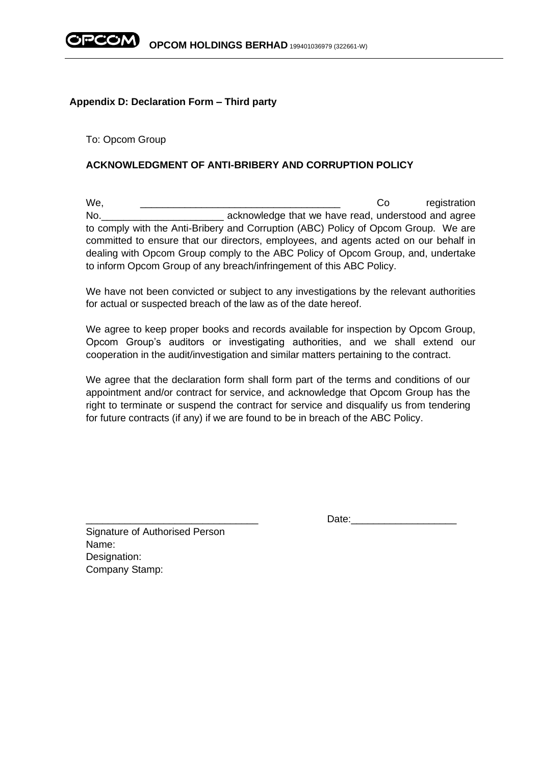## Appendix D: Declaration Form – Third party

To: Opcom Group

### ACKNOWLEDGMENT OF ANTI-BRIBERY AND CORRUPTION POLICY

We, ____________________________________ Co registration No.______________________ acknowledge that we have read, understood and agree to comply with the Anti-Bribery and Corruption (ABC) Policy of Opcom Group. We are committed to ensure that our directors, employees, and agents acted on our behalf in dealing with Opcom Group comply to the ABC Policy of Opcom Group, and, undertake to inform Opcom Group of any breach/infringement of this ABC Policy.

We have not been convicted or subject to any investigations by the relevant authorities for actual or suspected breach of the law as of the date hereof.

We agree to keep proper books and records available for inspection by Opcom Group, Opcom Group's auditors or investigating authorities, and we shall extend our cooperation in the audit/investigation and similar matters pertaining to the contract.

We agree that the declaration form shall form part of the terms and conditions of our appointment and/or contract for service, and acknowledge that Opcom Group has the right to terminate or suspend the contract for service and disqualify us from tendering for future contracts (if any) if we are found to be in breach of the ABC Policy.

_______________________________ Date:___________________

Signature of Authorised Person
Name:
Designation:
Company Stamp: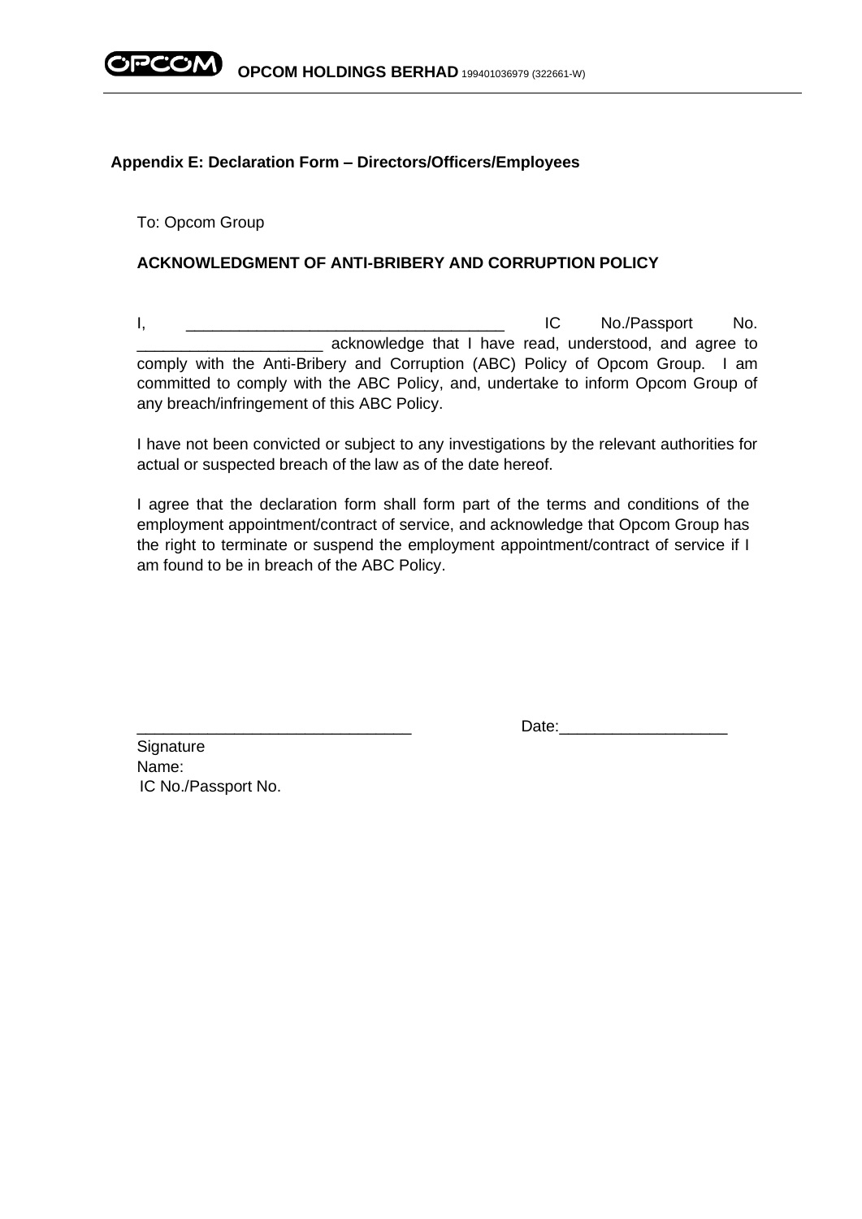## Appendix E: Declaration Form – Directors/Officers/Employees

To: Opcom Group

### ACKNOWLEDGMENT OF ANTI-BRIBERY AND CORRUPTION POLICY

I, ____________________________________ IC No./Passport No. ____________________ acknowledge that I have read, understood, and agree to comply with the Anti-Bribery and Corruption (ABC) Policy of Opcom Group. I am committed to comply with the ABC Policy, and, undertake to inform Opcom Group of any breach/infringement of this ABC Policy.

I have not been convicted or subject to any investigations by the relevant authorities for actual or suspected breach of the law as of the date hereof.

I agree that the declaration form shall form part of the terms and conditions of the employment appointment/contract of service, and acknowledge that Opcom Group has the right to terminate or suspend the employment appointment/contract of service if I am found to be in breach of the ABC Policy.

_______________________________ Date:___________________

Signature
Name:
IC No./Passport No.